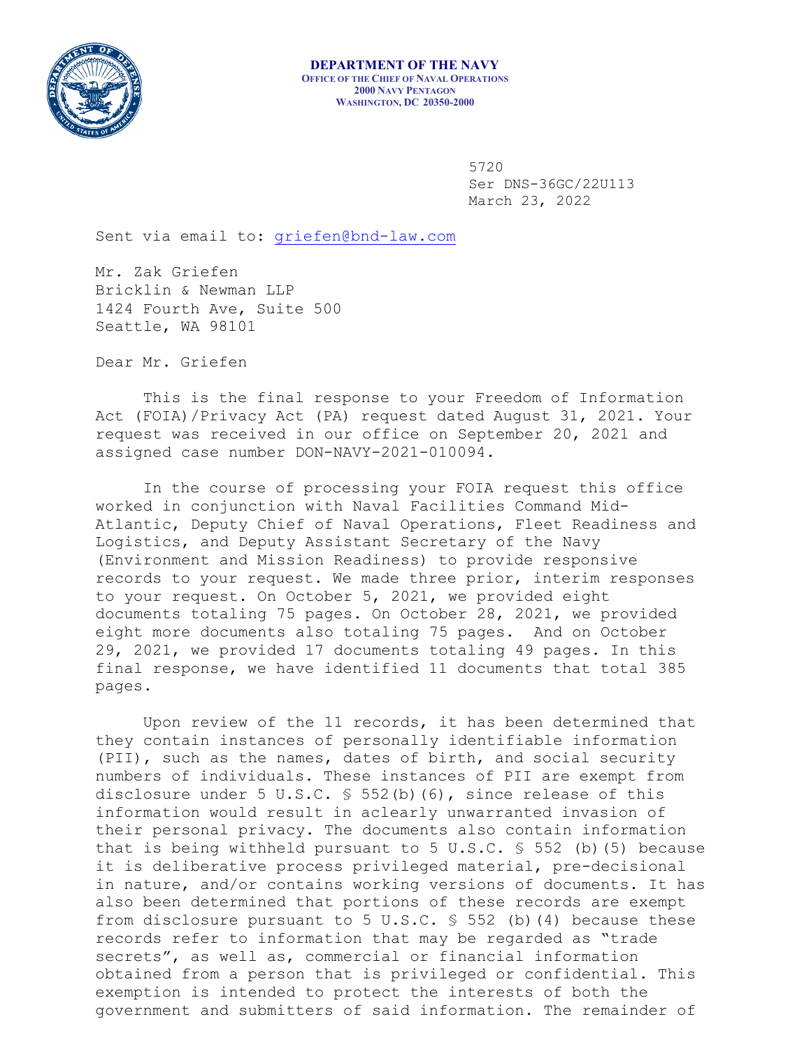**DEPARTMENT OF THE NAVY**
OFFICE OF THE CHIEF OF NAVAL OPERATIONS
2000 NAVY PENTAGON
WASHINGTON, DC 20350-2000

5720
Ser DNS-36GC/22U113
March 23, 2022

Sent via email to: griefen@bnd-law.com

Mr. Zak Griefen
Bricklin & Newman LLP
1424 Fourth Ave, Suite 500
Seattle, WA 98101

Dear Mr. Griefen

This is the final response to your Freedom of Information Act (FOIA)/Privacy Act (PA) request dated August 31, 2021. Your request was received in our office on September 20, 2021 and assigned case number DON-NAVY-2021-010094.

In the course of processing your FOIA request this office worked in conjunction with Naval Facilities Command Mid-Atlantic, Deputy Chief of Naval Operations, Fleet Readiness and Logistics, and Deputy Assistant Secretary of the Navy (Environment and Mission Readiness) to provide responsive records to your request. We made three prior, interim responses to your request. On October 5, 2021, we provided eight documents totaling 75 pages. On October 28, 2021, we provided eight more documents also totaling 75 pages. And on October 29, 2021, we provided 17 documents totaling 49 pages. In this final response, we have identified 11 documents that total 385 pages.

Upon review of the 11 records, it has been determined that they contain instances of personally identifiable information (PII), such as the names, dates of birth, and social security numbers of individuals. These instances of PII are exempt from disclosure under 5 U.S.C. § 552(b)(6), since release of this information would result in aclearly unwarranted invasion of their personal privacy. The documents also contain information that is being withheld pursuant to 5 U.S.C. § 552 (b)(5) because it is deliberative process privileged material, pre-decisional in nature, and/or contains working versions of documents. It has also been determined that portions of these records are exempt from disclosure pursuant to 5 U.S.C. § 552 (b)(4) because these records refer to information that may be regarded as "trade secrets", as well as, commercial or financial information obtained from a person that is privileged or confidential. This exemption is intended to protect the interests of both the government and submitters of said information. The remainder of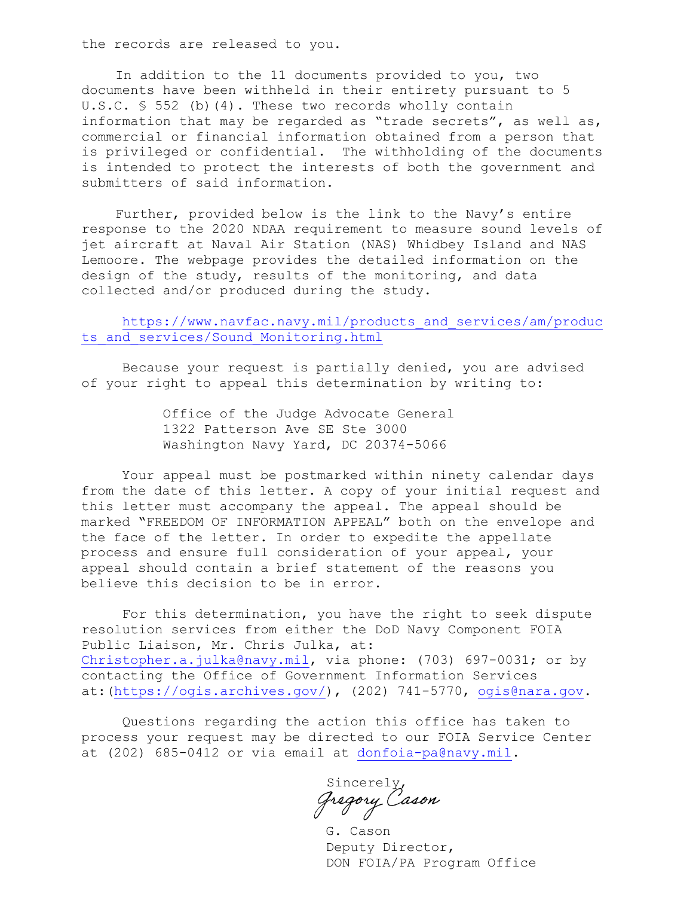the records are released to you.

In addition to the 11 documents provided to you, two documents have been withheld in their entirety pursuant to 5 U.S.C. § 552 (b)(4). These two records wholly contain information that may be regarded as “trade secrets”, as well as, commercial or financial information obtained from a person that is privileged or confidential. The withholding of the documents is intended to protect the interests of both the government and submitters of said information.

Further, provided below is the link to the Navy’s entire response to the 2020 NDAA requirement to measure sound levels of jet aircraft at Naval Air Station (NAS) Whidbey Island and NAS Lemoore. The webpage provides the detailed information on the design of the study, results of the monitoring, and data collected and/or produced during the study.

https://www.navfac.navy.mil/products_and_services/am/products_and_services/Sound_Monitoring.html

Because your request is partially denied, you are advised of your right to appeal this determination by writing to:

Office of the Judge Advocate General
1322 Patterson Ave SE Ste 3000
Washington Navy Yard, DC 20374-5066

Your appeal must be postmarked within ninety calendar days from the date of this letter. A copy of your initial request and this letter must accompany the appeal. The appeal should be marked “FREEDOM OF INFORMATION APPEAL” both on the envelope and the face of the letter. In order to expedite the appellate process and ensure full consideration of your appeal, your appeal should contain a brief statement of the reasons you believe this decision to be in error.

For this determination, you have the right to seek dispute resolution services from either the DoD Navy Component FOIA Public Liaison, Mr. Chris Julka, at: Christopher.a.julka@navy.mil, via phone: (703) 697-0031; or by contacting the Office of Government Information Services at:(https://ogis.archives.gov/), (202) 741-5770, ogis@nara.gov.

Questions regarding the action this office has taken to process your request may be directed to our FOIA Service Center at (202) 685-0412 or via email at donfoia-pa@navy.mil.

Sincerely,

Gregory Cason

G. Cason
Deputy Director,
DON FOIA/PA Program Office